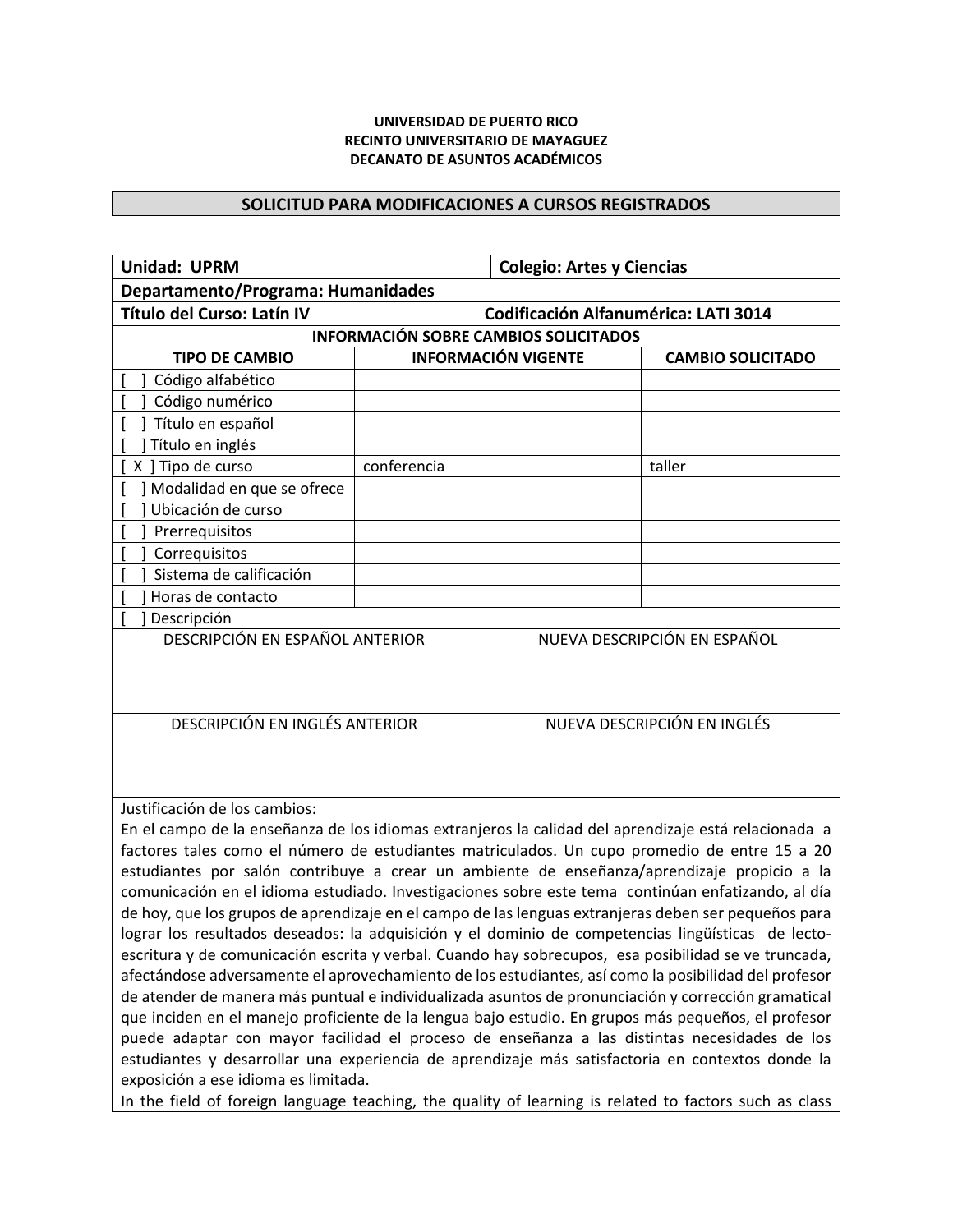**UNIVERSIDAD DE PUERTO RICO**
**RECINTO UNIVERSITARIO DE MAYAGUEZ**
**DECANATO DE ASUNTOS ACADÉMICOS**

## SOLICITUD PARA MODIFICACIONES A CURSOS REGISTRADOS

| **Unidad: UPRM** | | **Colegio: Artes y Ciencias** |
|---|---|---|
| **Departamento/Programa: Humanidades** | | |
| **Título del Curso: Latín IV** | | **Codificación Alfanumérica: LATI 3014** |
| **INFORMACIÓN SOBRE CAMBIOS SOLICITADOS** | | |
| **TIPO DE CAMBIO** | **INFORMACIÓN VIGENTE** | **CAMBIO SOLICITADO** |
| [ ] Código alfabético | | |
| [ ] Código numérico | | |
| [ ] Título en español | | |
| [ ] Título en inglés | | |
| [ X ] Tipo de curso | conferencia | taller |
| [ ] Modalidad en que se ofrece | | |
| [ ] Ubicación de curso | | |
| [ ] Prerrequisitos | | |
| [ ] Correquisitos | | |
| [ ] Sistema de calificación | | |
| [ ] Horas de contacto | | |
| [ ] Descripción | | |

| DESCRIPCIÓN EN ESPAÑOL ANTERIOR | NUEVA DESCRIPCIÓN EN ESPAÑOL |
|---|---|
| | |
| **DESCRIPCIÓN EN INGLÉS ANTERIOR** | **NUEVA DESCRIPCIÓN EN INGLÉS** |
| | |

Justificación de los cambios:

En el campo de la enseñanza de los idiomas extranjeros la calidad del aprendizaje está relacionada a factores tales como el número de estudiantes matriculados. Un cupo promedio de entre 15 a 20 estudiantes por salón contribuye a crear un ambiente de enseñanza/aprendizaje propicio a la comunicación en el idioma estudiado. Investigaciones sobre este tema continúan enfatizando, al día de hoy, que los grupos de aprendizaje en el campo de las lenguas extranjeras deben ser pequeños para lograr los resultados deseados: la adquisición y el dominio de competencias lingüísticas de lecto-escritura y de comunicación escrita y verbal. Cuando hay sobrecupos, esa posibilidad se ve truncada, afectándose adversamente el aprovechamiento de los estudiantes, así como la posibilidad del profesor de atender de manera más puntual e individualizada asuntos de pronunciación y corrección gramatical que inciden en el manejo proficiente de la lengua bajo estudio. En grupos más pequeños, el profesor puede adaptar con mayor facilidad el proceso de enseñanza a las distintas necesidades de los estudiantes y desarrollar una experiencia de aprendizaje más satisfactoria en contextos donde la exposición a ese idioma es limitada.

In the field of foreign language teaching, the quality of learning is related to factors such as class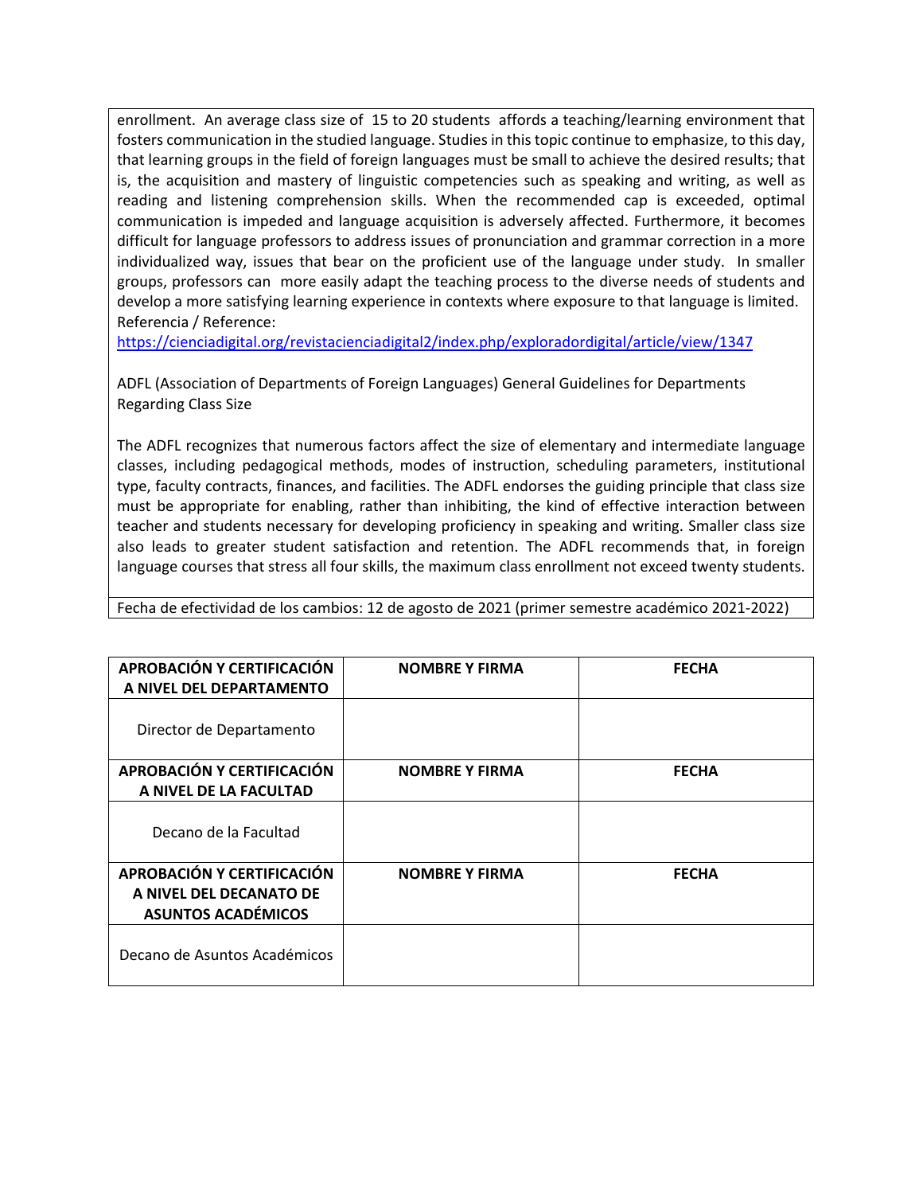enrollment. An average class size of 15 to 20 students affords a teaching/learning environment that fosters communication in the studied language. Studies in this topic continue to emphasize, to this day, that learning groups in the field of foreign languages must be small to achieve the desired results; that is, the acquisition and mastery of linguistic competencies such as speaking and writing, as well as reading and listening comprehension skills. When the recommended cap is exceeded, optimal communication is impeded and language acquisition is adversely affected. Furthermore, it becomes difficult for language professors to address issues of pronunciation and grammar correction in a more individualized way, issues that bear on the proficient use of the language under study. In smaller groups, professors can more easily adapt the teaching process to the diverse needs of students and develop a more satisfying learning experience in contexts where exposure to that language is limited.
Referencia / Reference:
https://cienciadigital.org/revistacienciadigital2/index.php/exploradordigital/article/view/1347

ADFL (Association of Departments of Foreign Languages) General Guidelines for Departments Regarding Class Size

The ADFL recognizes that numerous factors affect the size of elementary and intermediate language classes, including pedagogical methods, modes of instruction, scheduling parameters, institutional type, faculty contracts, finances, and facilities. The ADFL endorses the guiding principle that class size must be appropriate for enabling, rather than inhibiting, the kind of effective interaction between teacher and students necessary for developing proficiency in speaking and writing. Smaller class size also leads to greater student satisfaction and retention. The ADFL recommends that, in foreign language courses that stress all four skills, the maximum class enrollment not exceed twenty students.

Fecha de efectividad de los cambios: 12 de agosto de 2021 (primer semestre académico 2021-2022)

| APROBACIÓN Y CERTIFICACIÓN A NIVEL DEL DEPARTAMENTO | NOMBRE Y FIRMA | FECHA |
|---|---|---|
| Director de Departamento | | |
| **APROBACIÓN Y CERTIFICACIÓN A NIVEL DE LA FACULTAD** | **NOMBRE Y FIRMA** | **FECHA** |
| Decano de la Facultad | | |
| **APROBACIÓN Y CERTIFICACIÓN A NIVEL DEL DECANATO DE ASUNTOS ACADÉMICOS** | **NOMBRE Y FIRMA** | **FECHA** |
| Decano de Asuntos Académicos | | |